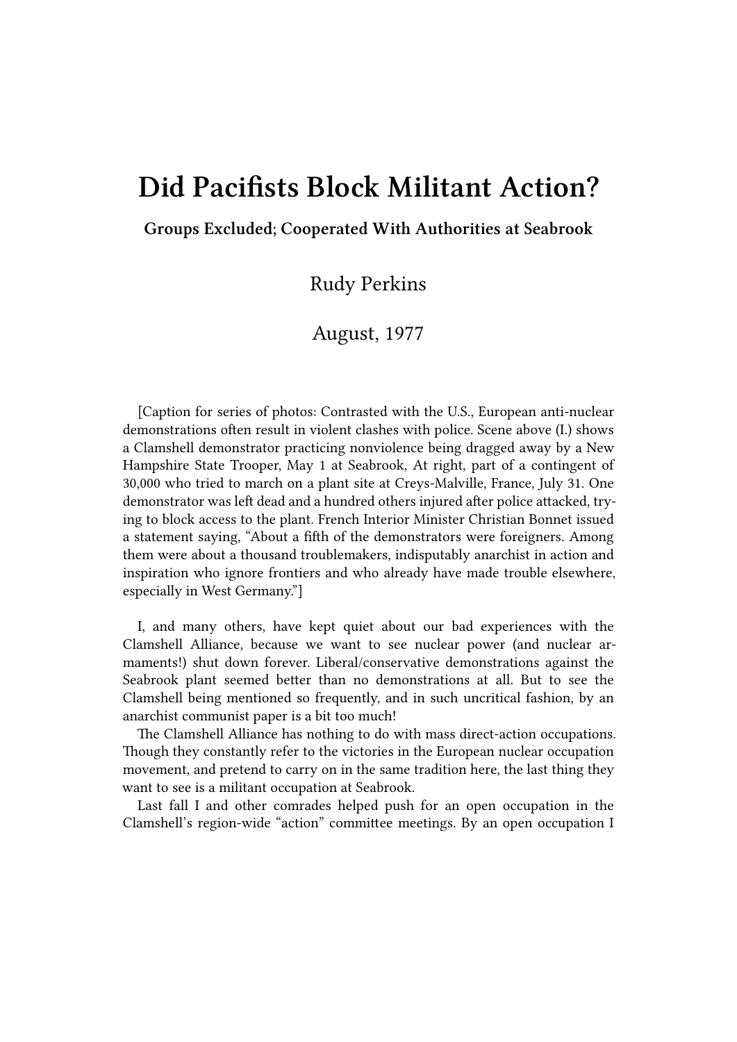# Did Pacifists Block Militant Action?

**Groups Excluded; Cooperated With Authorities at Seabrook**

Rudy Perkins

August, 1977

[Caption for series of photos: Contrasted with the U.S., European anti-nuclear demonstrations often result in violent clashes with police. Scene above (I.) shows a Clamshell demonstrator practicing nonviolence being dragged away by a New Hampshire State Trooper, May 1 at Seabrook, At right, part of a contingent of 30,000 who tried to march on a plant site at Creys-Malville, France, July 31. One demonstrator was left dead and a hundred others injured after police attacked, trying to block access to the plant. French Interior Minister Christian Bonnet issued a statement saying, "About a fifth of the demonstrators were foreigners. Among them were about a thousand troublemakers, indisputably anarchist in action and inspiration who ignore frontiers and who already have made trouble elsewhere, especially in West Germany."]

I, and many others, have kept quiet about our bad experiences with the Clamshell Alliance, because we want to see nuclear power (and nuclear armaments!) shut down forever. Liberal/conservative demonstrations against the Seabrook plant seemed better than no demonstrations at all. But to see the Clamshell being mentioned so frequently, and in such uncritical fashion, by an anarchist communist paper is a bit too much!

The Clamshell Alliance has nothing to do with mass direct-action occupations. Though they constantly refer to the victories in the European nuclear occupation movement, and pretend to carry on in the same tradition here, the last thing they want to see is a militant occupation at Seabrook.

Last fall I and other comrades helped push for an open occupation in the Clamshell's region-wide "action" committee meetings. By an open occupation I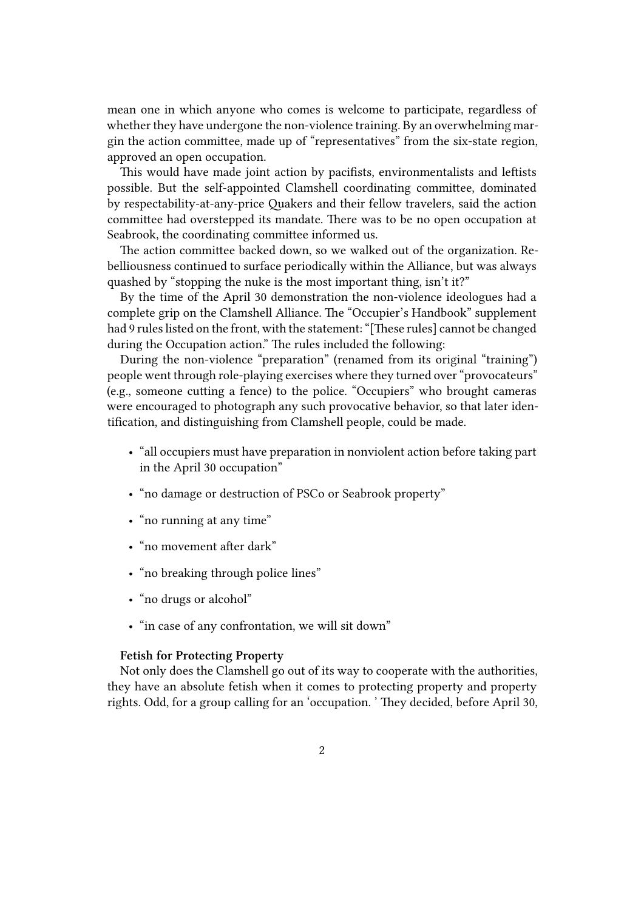mean one in which anyone who comes is welcome to participate, regardless of whether they have undergone the non-violence training. By an overwhelming margin the action committee, made up of "representatives" from the six-state region, approved an open occupation.

This would have made joint action by pacifists, environmentalists and leftists possible. But the self-appointed Clamshell coordinating committee, dominated by respectability-at-any-price Quakers and their fellow travelers, said the action committee had overstepped its mandate. There was to be no open occupation at Seabrook, the coordinating committee informed us.

The action committee backed down, so we walked out of the organization. Rebelliousness continued to surface periodically within the Alliance, but was always quashed by "stopping the nuke is the most important thing, isn't it?"

By the time of the April 30 demonstration the non-violence ideologues had a complete grip on the Clamshell Alliance. The "Occupier's Handbook" supplement had 9 rules listed on the front, with the statement: "[These rules] cannot be changed during the Occupation action." The rules included the following:

During the non-violence "preparation" (renamed from its original "training") people went through role-playing exercises where they turned over "provocateurs" (e.g., someone cutting a fence) to the police. "Occupiers" who brought cameras were encouraged to photograph any such provocative behavior, so that later identification, and distinguishing from Clamshell people, could be made.

- "all occupiers must have preparation in nonviolent action before taking part in the April 30 occupation"
- "no damage or destruction of PSCo or Seabrook property"
- "no running at any time"
- "no movement after dark"
- "no breaking through police lines"
- "no drugs or alcohol"
- "in case of any confrontation, we will sit down"

**Fetish for Protecting Property**

Not only does the Clamshell go out of its way to cooperate with the authorities, they have an absolute fetish when it comes to protecting property and property rights. Odd, for a group calling for an 'occupation.' They decided, before April 30,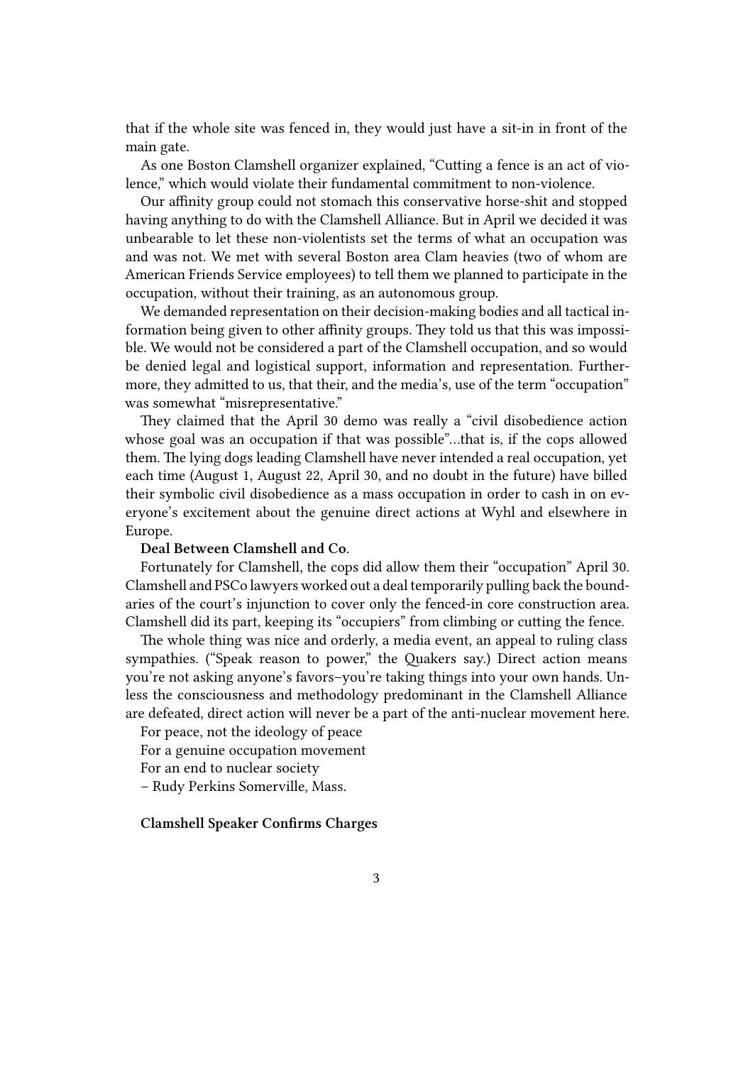that if the whole site was fenced in, they would just have a sit-in in front of the main gate.

As one Boston Clamshell organizer explained, "Cutting a fence is an act of violence," which would violate their fundamental commitment to non-violence.

Our affinity group could not stomach this conservative horse-shit and stopped having anything to do with the Clamshell Alliance. But in April we decided it was unbearable to let these non-violentists set the terms of what an occupation was and was not. We met with several Boston area Clam heavies (two of whom are American Friends Service employees) to tell them we planned to participate in the occupation, without their training, as an autonomous group.

We demanded representation on their decision-making bodies and all tactical information being given to other affinity groups. They told us that this was impossible. We would not be considered a part of the Clamshell occupation, and so would be denied legal and logistical support, information and representation. Furthermore, they admitted to us, that their, and the media's, use of the term "occupation" was somewhat "misrepresentative."

They claimed that the April 30 demo was really a "civil disobedience action whose goal was an occupation if that was possible"…that is, if the cops allowed them. The lying dogs leading Clamshell have never intended a real occupation, yet each time (August 1, August 22, April 30, and no doubt in the future) have billed their symbolic civil disobedience as a mass occupation in order to cash in on everyone's excitement about the genuine direct actions at Wyhl and elsewhere in Europe.

**Deal Between Clamshell and Co.**

Fortunately for Clamshell, the cops did allow them their "occupation" April 30. Clamshell and PSCo lawyers worked out a deal temporarily pulling back the boundaries of the court's injunction to cover only the fenced-in core construction area. Clamshell did its part, keeping its "occupiers" from climbing or cutting the fence.

The whole thing was nice and orderly, a media event, an appeal to ruling class sympathies. ("Speak reason to power," the Quakers say.) Direct action means you're not asking anyone's favors–you're taking things into your own hands. Unless the consciousness and methodology predominant in the Clamshell Alliance are defeated, direct action will never be a part of the anti-nuclear movement here.

For peace, not the ideology of peace

For a genuine occupation movement

For an end to nuclear society

– Rudy Perkins Somerville, Mass.

**Clamshell Speaker Confirms Charges**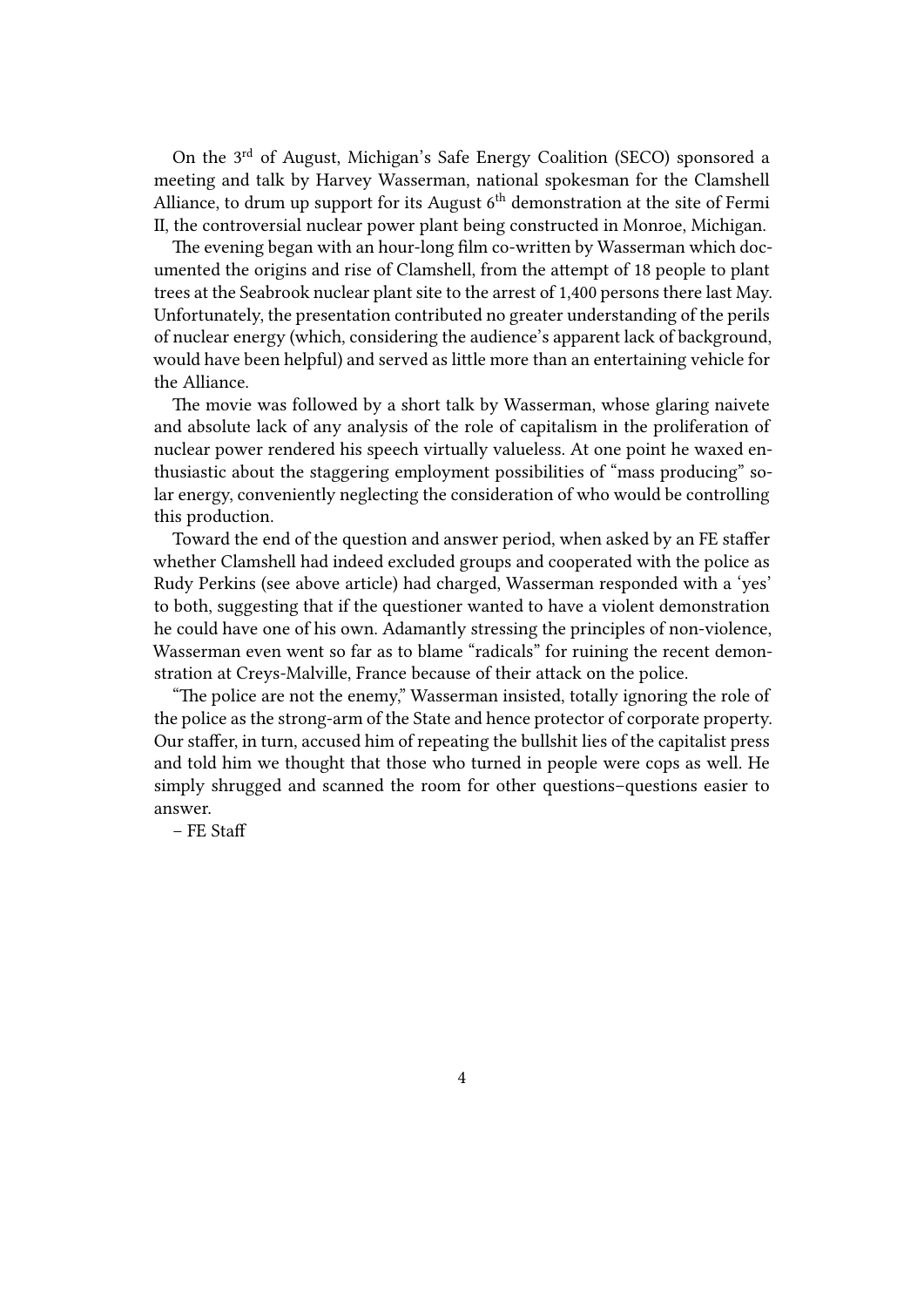On the 3rd of August, Michigan's Safe Energy Coalition (SECO) sponsored a meeting and talk by Harvey Wasserman, national spokesman for the Clamshell Alliance, to drum up support for its August 6th demonstration at the site of Fermi II, the controversial nuclear power plant being constructed in Monroe, Michigan.

The evening began with an hour-long film co-written by Wasserman which documented the origins and rise of Clamshell, from the attempt of 18 people to plant trees at the Seabrook nuclear plant site to the arrest of 1,400 persons there last May. Unfortunately, the presentation contributed no greater understanding of the perils of nuclear energy (which, considering the audience's apparent lack of background, would have been helpful) and served as little more than an entertaining vehicle for the Alliance.

The movie was followed by a short talk by Wasserman, whose glaring naivete and absolute lack of any analysis of the role of capitalism in the proliferation of nuclear power rendered his speech virtually valueless. At one point he waxed enthusiastic about the staggering employment possibilities of "mass producing" solar energy, conveniently neglecting the consideration of who would be controlling this production.

Toward the end of the question and answer period, when asked by an FE staffer whether Clamshell had indeed excluded groups and cooperated with the police as Rudy Perkins (see above article) had charged, Wasserman responded with a 'yes' to both, suggesting that if the questioner wanted to have a violent demonstration he could have one of his own. Adamantly stressing the principles of non-violence, Wasserman even went so far as to blame "radicals" for ruining the recent demonstration at Creys-Malville, France because of their attack on the police.

"The police are not the enemy," Wasserman insisted, totally ignoring the role of the police as the strong-arm of the State and hence protector of corporate property. Our staffer, in turn, accused him of repeating the bullshit lies of the capitalist press and told him we thought that those who turned in people were cops as well. He simply shrugged and scanned the room for other questions–questions easier to answer.

– FE Staff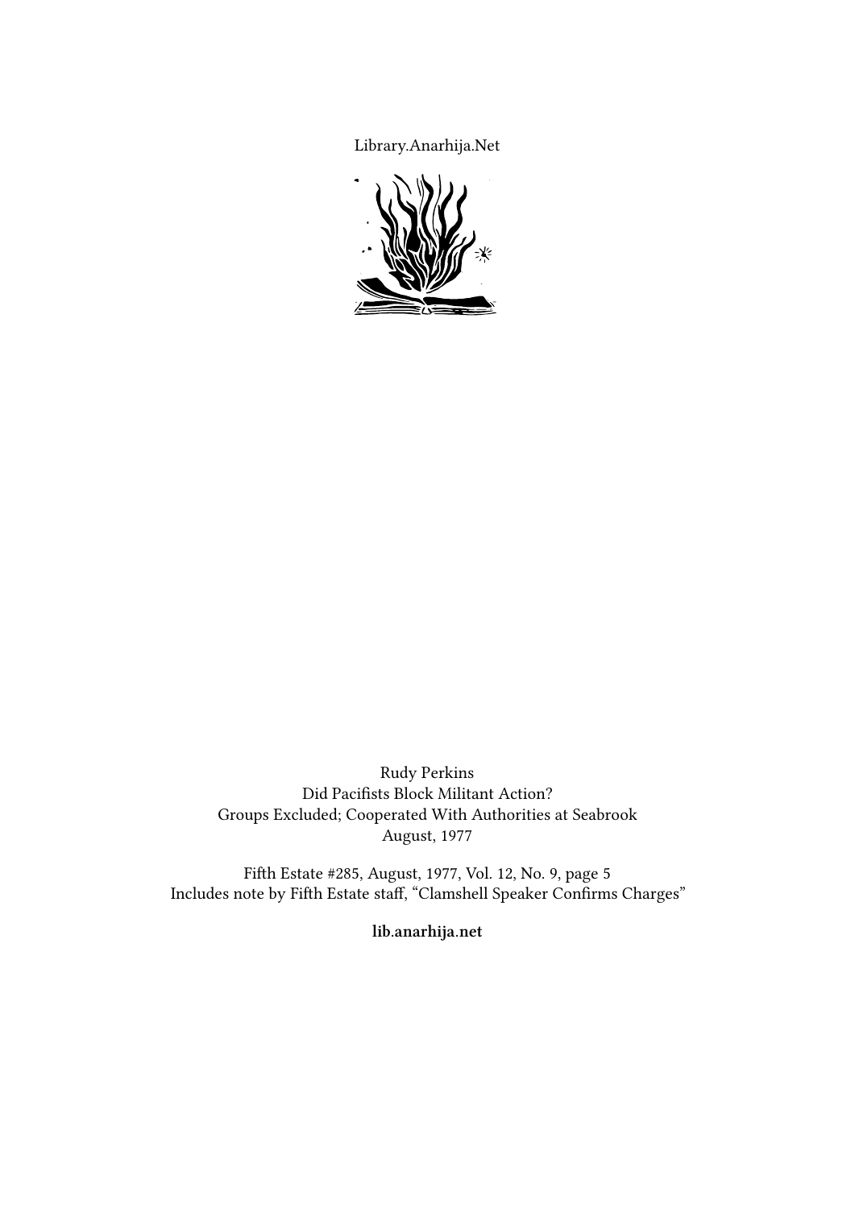Library.Anarhija.Net

Rudy Perkins
Did Pacifists Block Militant Action?
Groups Excluded; Cooperated With Authorities at Seabrook
August, 1977

Fifth Estate #285, August, 1977, Vol. 12, No. 9, page 5
Includes note by Fifth Estate staff, "Clamshell Speaker Confirms Charges"

**lib.anarhija.net**